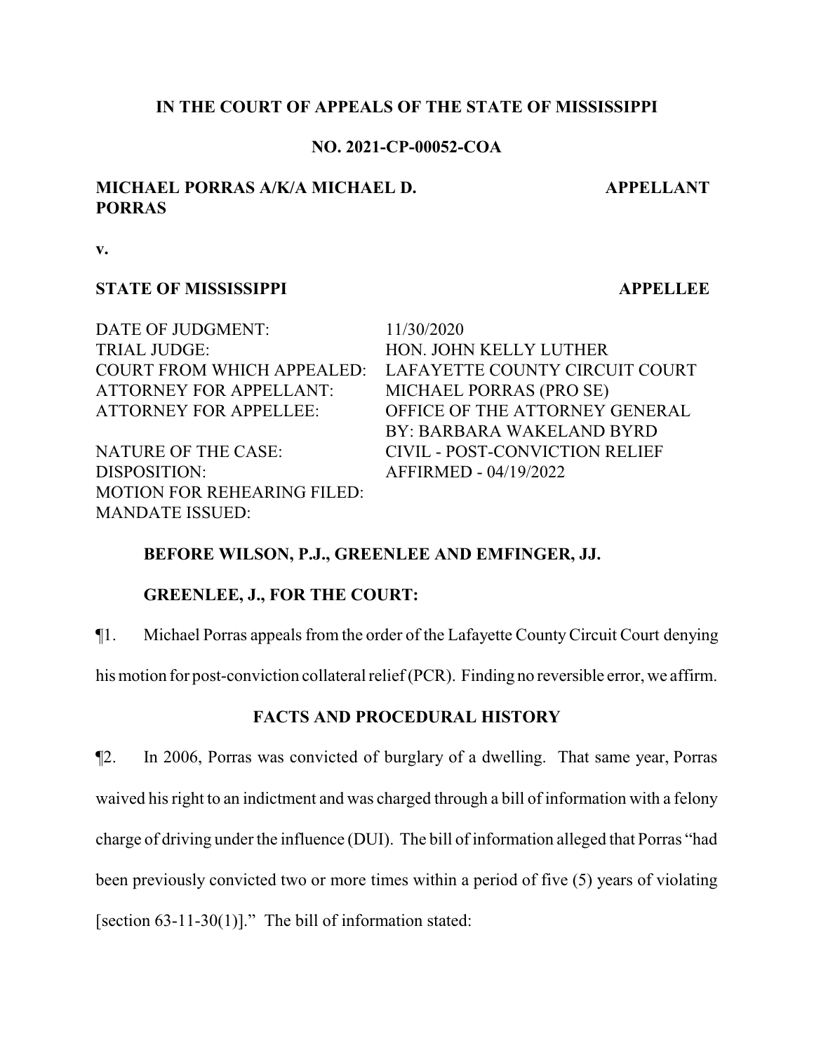**IN THE COURT OF APPEALS OF THE STATE OF MISSISSIPPI**

**NO. 2021-CP-00052-COA**

**MICHAEL PORRAS A/K/A MICHAEL D. PORRAS** — **APPELLANT**

**v.**

**STATE OF MISSISSIPPI** — **APPELLEE**

| | |
|---|---|
| DATE OF JUDGMENT: | 11/30/2020 |
| TRIAL JUDGE: | HON. JOHN KELLY LUTHER |
| COURT FROM WHICH APPEALED: | LAFAYETTE COUNTY CIRCUIT COURT |
| ATTORNEY FOR APPELLANT: | MICHAEL PORRAS (PRO SE) |
| ATTORNEY FOR APPELLEE: | OFFICE OF THE ATTORNEY GENERAL<br>BY: BARBARA WAKELAND BYRD |
| NATURE OF THE CASE: | CIVIL - POST-CONVICTION RELIEF |
| DISPOSITION: | AFFIRMED - 04/19/2022 |
| MOTION FOR REHEARING FILED: | |
| MANDATE ISSUED: | |

**BEFORE WILSON, P.J., GREENLEE AND EMFINGER, JJ.**

**GREENLEE, J., FOR THE COURT:**

¶1. Michael Porras appeals from the order of the Lafayette County Circuit Court denying his motion for post-conviction collateral relief (PCR). Finding no reversible error, we affirm.

## FACTS AND PROCEDURAL HISTORY

¶2. In 2006, Porras was convicted of burglary of a dwelling. That same year, Porras waived his right to an indictment and was charged through a bill of information with a felony charge of driving under the influence (DUI). The bill of information alleged that Porras "had been previously convicted two or more times within a period of five (5) years of violating [section 63-11-30(1)]." The bill of information stated: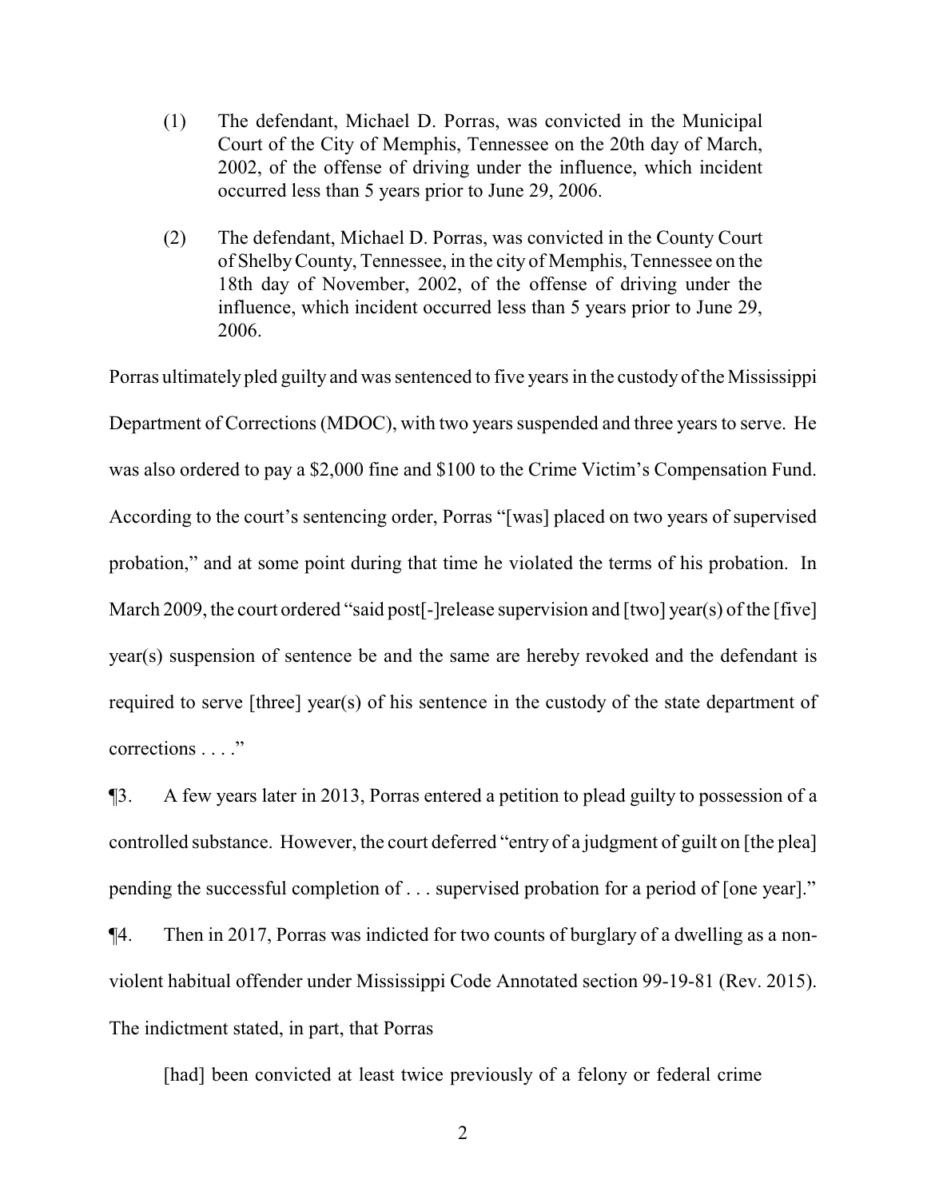(1) The defendant, Michael D. Porras, was convicted in the Municipal Court of the City of Memphis, Tennessee on the 20th day of March, 2002, of the offense of driving under the influence, which incident occurred less than 5 years prior to June 29, 2006.

(2) The defendant, Michael D. Porras, was convicted in the County Court of Shelby County, Tennessee, in the city of Memphis, Tennessee on the 18th day of November, 2002, of the offense of driving under the influence, which incident occurred less than 5 years prior to June 29, 2006.

Porras ultimately pled guilty and was sentenced to five years in the custody of the Mississippi Department of Corrections (MDOC), with two years suspended and three years to serve. He was also ordered to pay a $2,000 fine and $100 to the Crime Victim's Compensation Fund. According to the court's sentencing order, Porras "[was] placed on two years of supervised probation," and at some point during that time he violated the terms of his probation. In March 2009, the court ordered "said post[-]release supervision and [two] year(s) of the [five] year(s) suspension of sentence be and the same are hereby revoked and the defendant is required to serve [three] year(s) of his sentence in the custody of the state department of corrections . . . ."

¶3. A few years later in 2013, Porras entered a petition to plead guilty to possession of a controlled substance. However, the court deferred "entry of a judgment of guilt on [the plea] pending the successful completion of . . . supervised probation for a period of [one year]."

¶4. Then in 2017, Porras was indicted for two counts of burglary of a dwelling as a non-violent habitual offender under Mississippi Code Annotated section 99-19-81 (Rev. 2015). The indictment stated, in part, that Porras

> [had] been convicted at least twice previously of a felony or federal crime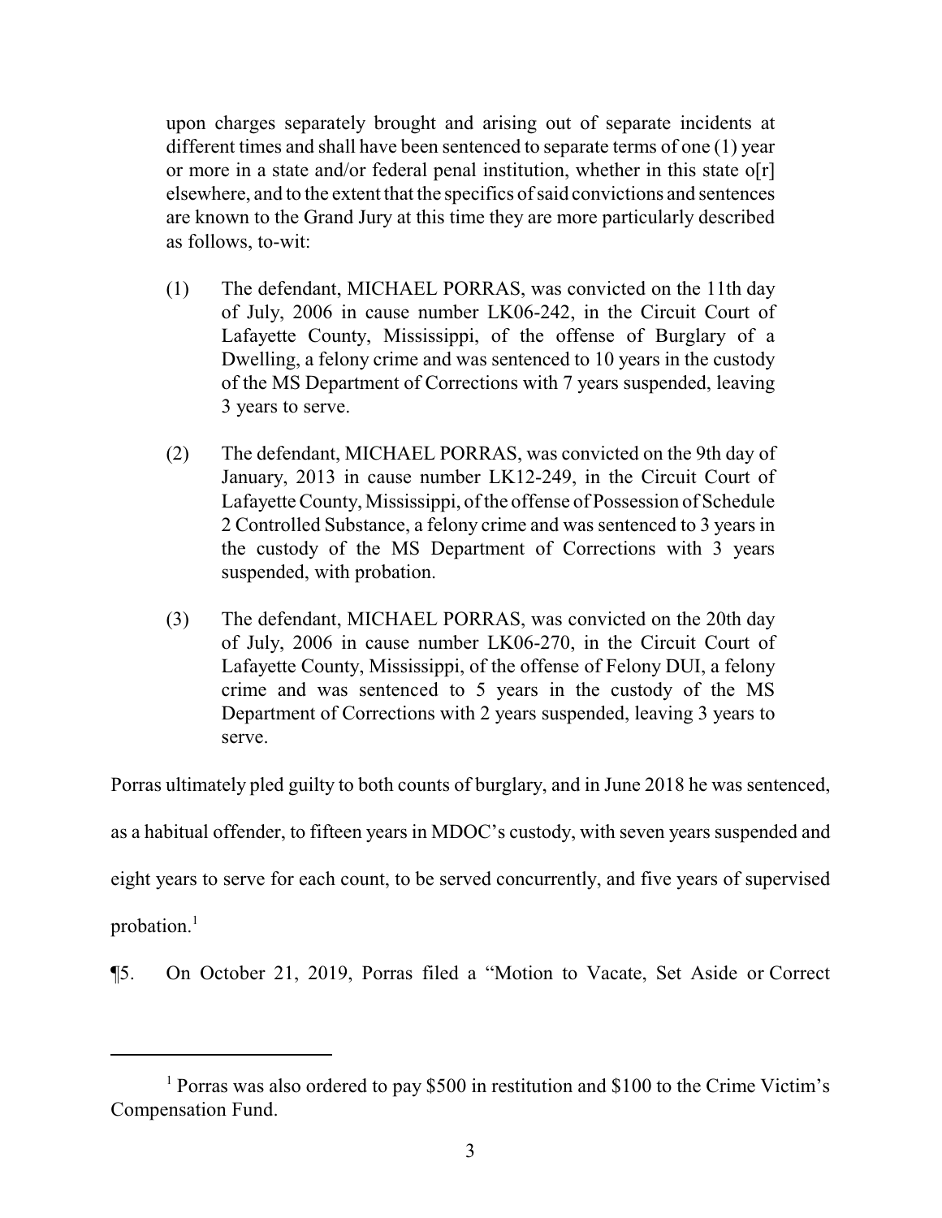upon charges separately brought and arising out of separate incidents at different times and shall have been sentenced to separate terms of one (1) year or more in a state and/or federal penal institution, whether in this state o[r] elsewhere, and to the extent that the specifics of said convictions and sentences are known to the Grand Jury at this time they are more particularly described as follows, to-wit:

> (1) The defendant, MICHAEL PORRAS, was convicted on the 11th day of July, 2006 in cause number LK06-242, in the Circuit Court of Lafayette County, Mississippi, of the offense of Burglary of a Dwelling, a felony crime and was sentenced to 10 years in the custody of the MS Department of Corrections with 7 years suspended, leaving 3 years to serve.
>
> (2) The defendant, MICHAEL PORRAS, was convicted on the 9th day of January, 2013 in cause number LK12-249, in the Circuit Court of Lafayette County, Mississippi, of the offense of Possession of Schedule 2 Controlled Substance, a felony crime and was sentenced to 3 years in the custody of the MS Department of Corrections with 3 years suspended, with probation.
>
> (3) The defendant, MICHAEL PORRAS, was convicted on the 20th day of July, 2006 in cause number LK06-270, in the Circuit Court of Lafayette County, Mississippi, of the offense of Felony DUI, a felony crime and was sentenced to 5 years in the custody of the MS Department of Corrections with 2 years suspended, leaving 3 years to serve.

Porras ultimately pled guilty to both counts of burglary, and in June 2018 he was sentenced, as a habitual offender, to fifteen years in MDOC's custody, with seven years suspended and eight years to serve for each count, to be served concurrently, and five years of supervised probation.[1]

¶5. On October 21, 2019, Porras filed a "Motion to Vacate, Set Aside or Correct

---

[1] Porras was also ordered to pay $500 in restitution and $100 to the Crime Victim's Compensation Fund.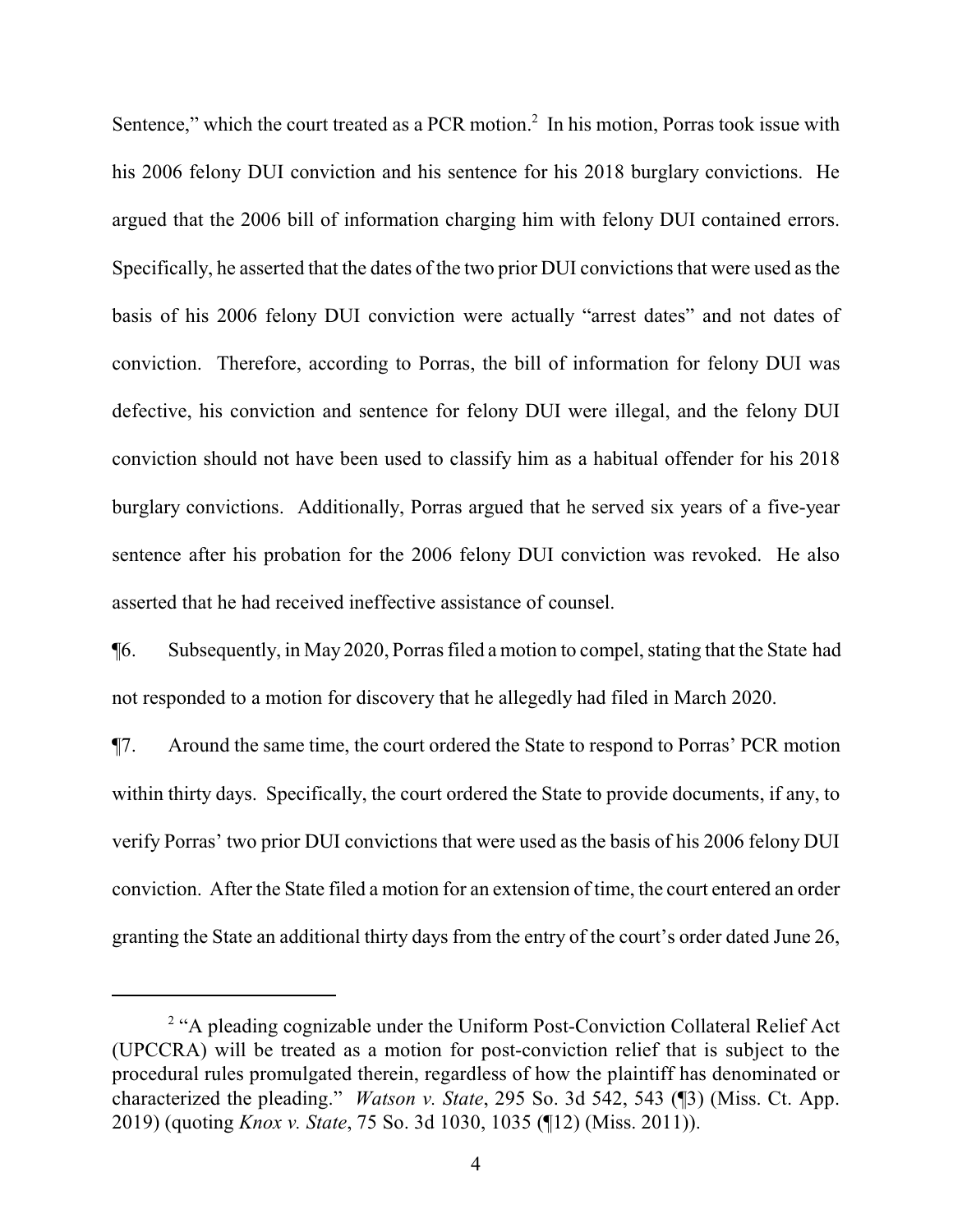Sentence," which the court treated as a PCR motion.[2] In his motion, Porras took issue with his 2006 felony DUI conviction and his sentence for his 2018 burglary convictions. He argued that the 2006 bill of information charging him with felony DUI contained errors. Specifically, he asserted that the dates of the two prior DUI convictions that were used as the basis of his 2006 felony DUI conviction were actually "arrest dates" and not dates of conviction. Therefore, according to Porras, the bill of information for felony DUI was defective, his conviction and sentence for felony DUI were illegal, and the felony DUI conviction should not have been used to classify him as a habitual offender for his 2018 burglary convictions. Additionally, Porras argued that he served six years of a five-year sentence after his probation for the 2006 felony DUI conviction was revoked. He also asserted that he had received ineffective assistance of counsel.

¶6. Subsequently, in May 2020, Porras filed a motion to compel, stating that the State had not responded to a motion for discovery that he allegedly had filed in March 2020.

¶7. Around the same time, the court ordered the State to respond to Porras' PCR motion within thirty days. Specifically, the court ordered the State to provide documents, if any, to verify Porras' two prior DUI convictions that were used as the basis of his 2006 felony DUI conviction. After the State filed a motion for an extension of time, the court entered an order granting the State an additional thirty days from the entry of the court's order dated June 26,

---

[2] "A pleading cognizable under the Uniform Post-Conviction Collateral Relief Act (UPCCRA) will be treated as a motion for post-conviction relief that is subject to the procedural rules promulgated therein, regardless of how the plaintiff has denominated or characterized the pleading." *Watson v. State*, 295 So. 3d 542, 543 (¶3) (Miss. Ct. App. 2019) (quoting *Knox v. State*, 75 So. 3d 1030, 1035 (¶12) (Miss. 2011)).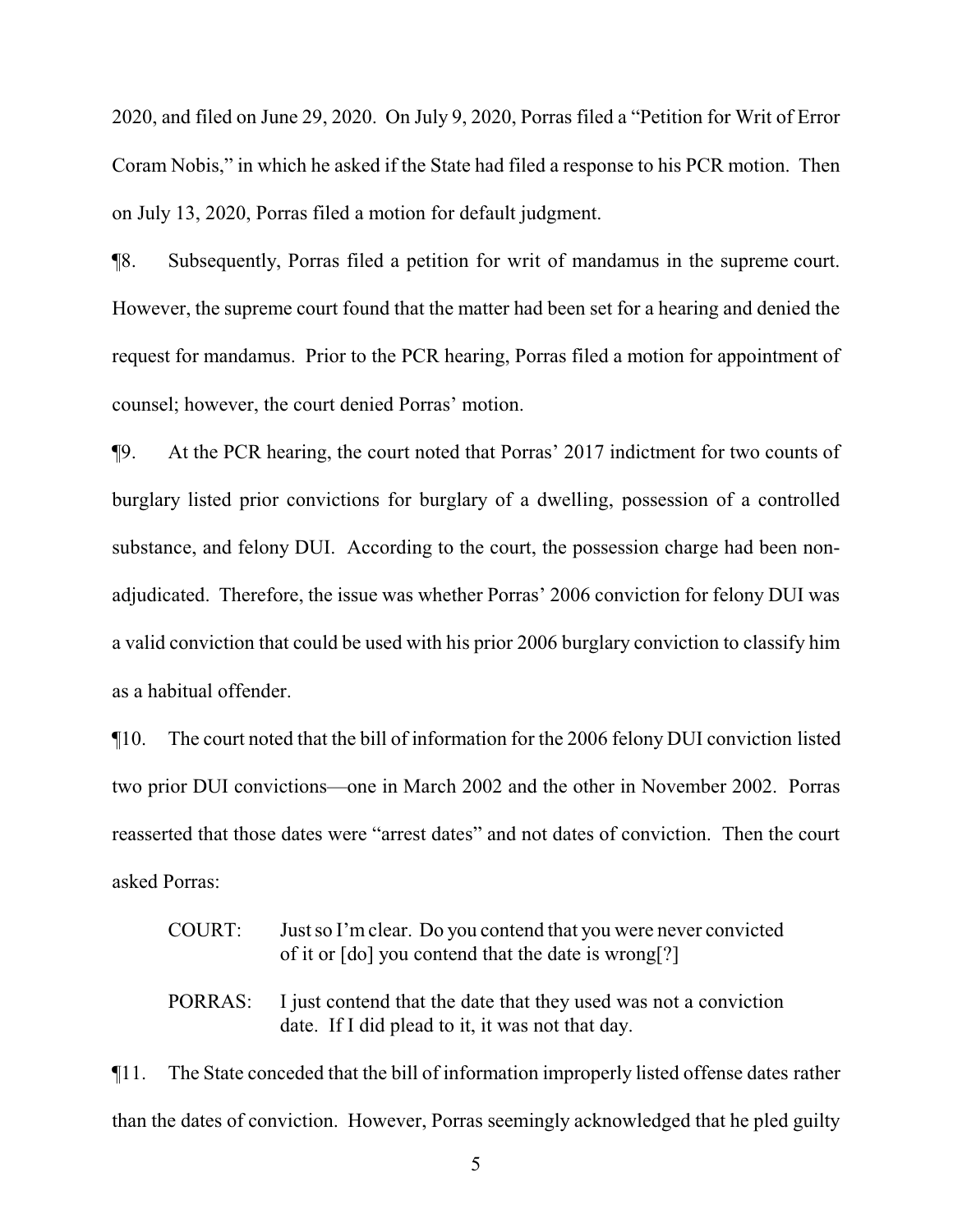2020, and filed on June 29, 2020. On July 9, 2020, Porras filed a "Petition for Writ of Error Coram Nobis," in which he asked if the State had filed a response to his PCR motion. Then on July 13, 2020, Porras filed a motion for default judgment.

¶8. Subsequently, Porras filed a petition for writ of mandamus in the supreme court. However, the supreme court found that the matter had been set for a hearing and denied the request for mandamus. Prior to the PCR hearing, Porras filed a motion for appointment of counsel; however, the court denied Porras' motion.

¶9. At the PCR hearing, the court noted that Porras' 2017 indictment for two counts of burglary listed prior convictions for burglary of a dwelling, possession of a controlled substance, and felony DUI. According to the court, the possession charge had been non-adjudicated. Therefore, the issue was whether Porras' 2006 conviction for felony DUI was a valid conviction that could be used with his prior 2006 burglary conviction to classify him as a habitual offender.

¶10. The court noted that the bill of information for the 2006 felony DUI conviction listed two prior DUI convictions—one in March 2002 and the other in November 2002. Porras reasserted that those dates were "arrest dates" and not dates of conviction. Then the court asked Porras:

> COURT: Just so I'm clear. Do you contend that you were never convicted of it or [do] you contend that the date is wrong[?]
>
> PORRAS: I just contend that the date that they used was not a conviction date. If I did plead to it, it was not that day.

¶11. The State conceded that the bill of information improperly listed offense dates rather than the dates of conviction. However, Porras seemingly acknowledged that he pled guilty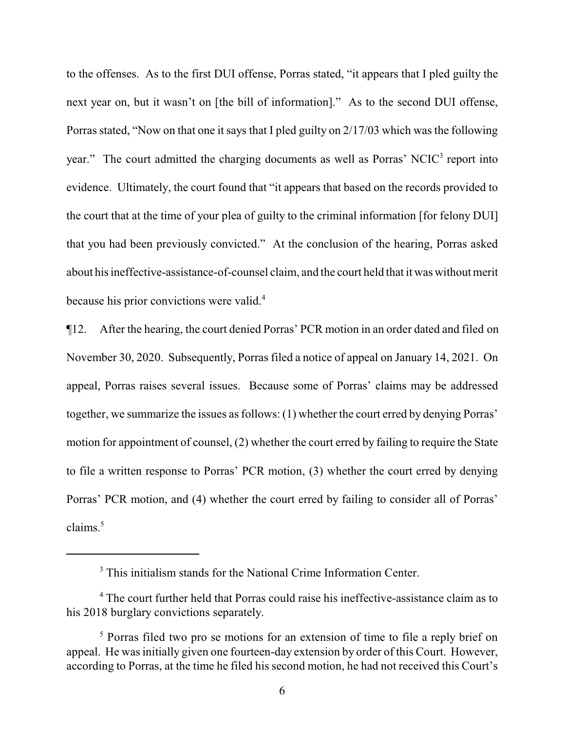to the offenses. As to the first DUI offense, Porras stated, "it appears that I pled guilty the next year on, but it wasn't on [the bill of information]." As to the second DUI offense, Porras stated, "Now on that one it says that I pled guilty on 2/17/03 which was the following year." The court admitted the charging documents as well as Porras' NCIC[3] report into evidence. Ultimately, the court found that "it appears that based on the records provided to the court that at the time of your plea of guilty to the criminal information [for felony DUI] that you had been previously convicted." At the conclusion of the hearing, Porras asked about his ineffective-assistance-of-counsel claim, and the court held that it was without merit because his prior convictions were valid.[4]

¶12. After the hearing, the court denied Porras' PCR motion in an order dated and filed on November 30, 2020. Subsequently, Porras filed a notice of appeal on January 14, 2021. On appeal, Porras raises several issues. Because some of Porras' claims may be addressed together, we summarize the issues as follows: (1) whether the court erred by denying Porras' motion for appointment of counsel, (2) whether the court erred by failing to require the State to file a written response to Porras' PCR motion, (3) whether the court erred by denying Porras' PCR motion, and (4) whether the court erred by failing to consider all of Porras' claims.[5]

---

[3] This initialism stands for the National Crime Information Center.

[4] The court further held that Porras could raise his ineffective-assistance claim as to his 2018 burglary convictions separately.

[5] Porras filed two pro se motions for an extension of time to file a reply brief on appeal. He was initially given one fourteen-day extension by order of this Court. However, according to Porras, at the time he filed his second motion, he had not received this Court's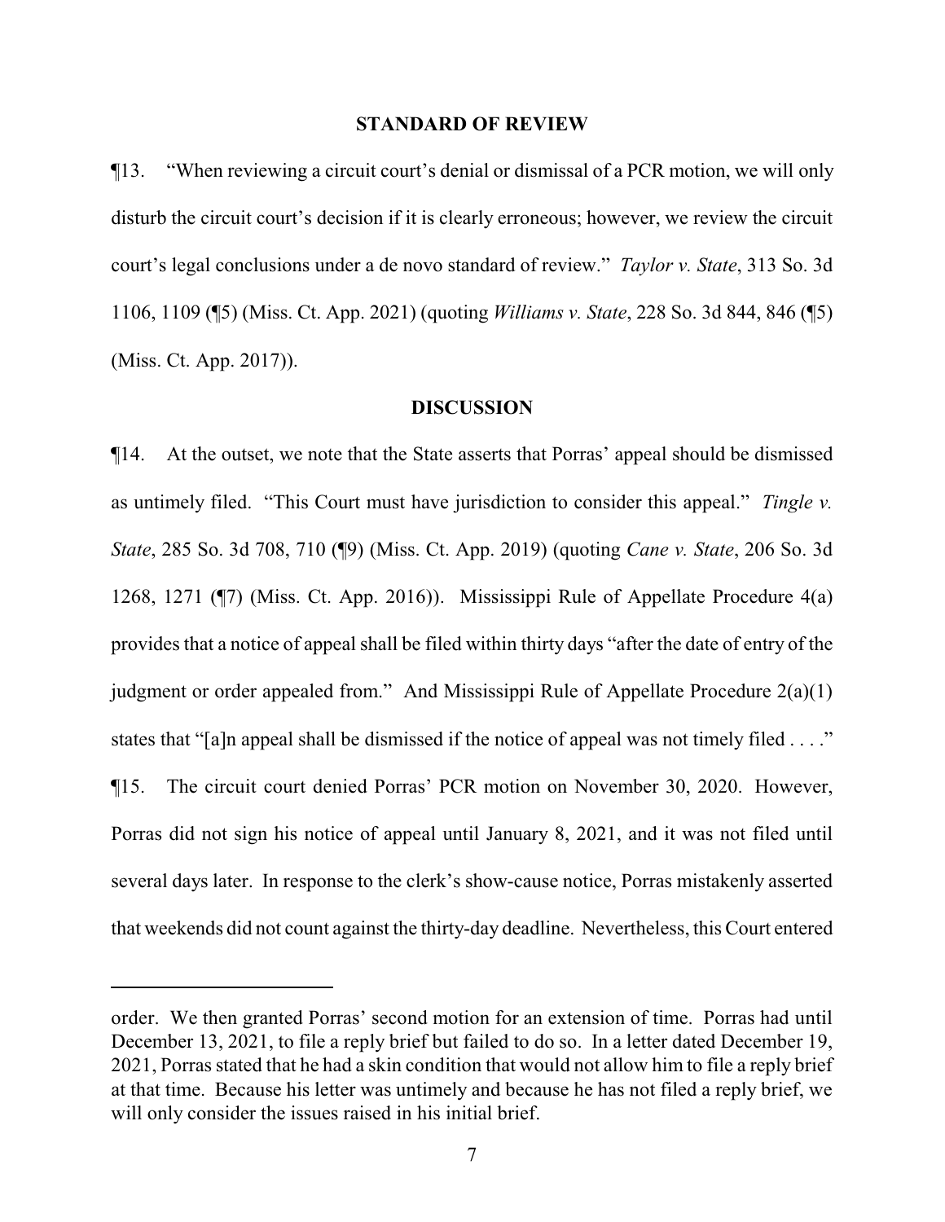## STANDARD OF REVIEW

¶13. "When reviewing a circuit court's denial or dismissal of a PCR motion, we will only disturb the circuit court's decision if it is clearly erroneous; however, we review the circuit court's legal conclusions under a de novo standard of review." *Taylor v. State*, 313 So. 3d 1106, 1109 (¶5) (Miss. Ct. App. 2021) (quoting *Williams v. State*, 228 So. 3d 844, 846 (¶5) (Miss. Ct. App. 2017)).

## DISCUSSION

¶14. At the outset, we note that the State asserts that Porras' appeal should be dismissed as untimely filed. "This Court must have jurisdiction to consider this appeal." *Tingle v. State*, 285 So. 3d 708, 710 (¶9) (Miss. Ct. App. 2019) (quoting *Cane v. State*, 206 So. 3d 1268, 1271 (¶7) (Miss. Ct. App. 2016)). Mississippi Rule of Appellate Procedure 4(a) provides that a notice of appeal shall be filed within thirty days "after the date of entry of the judgment or order appealed from." And Mississippi Rule of Appellate Procedure 2(a)(1) states that "[a]n appeal shall be dismissed if the notice of appeal was not timely filed . . . ."

¶15. The circuit court denied Porras' PCR motion on November 30, 2020. However, Porras did not sign his notice of appeal until January 8, 2021, and it was not filed until several days later. In response to the clerk's show-cause notice, Porras mistakenly asserted that weekends did not count against the thirty-day deadline. Nevertheless, this Court entered

---

order. We then granted Porras' second motion for an extension of time. Porras had until December 13, 2021, to file a reply brief but failed to do so. In a letter dated December 19, 2021, Porras stated that he had a skin condition that would not allow him to file a reply brief at that time. Because his letter was untimely and because he has not filed a reply brief, we will only consider the issues raised in his initial brief.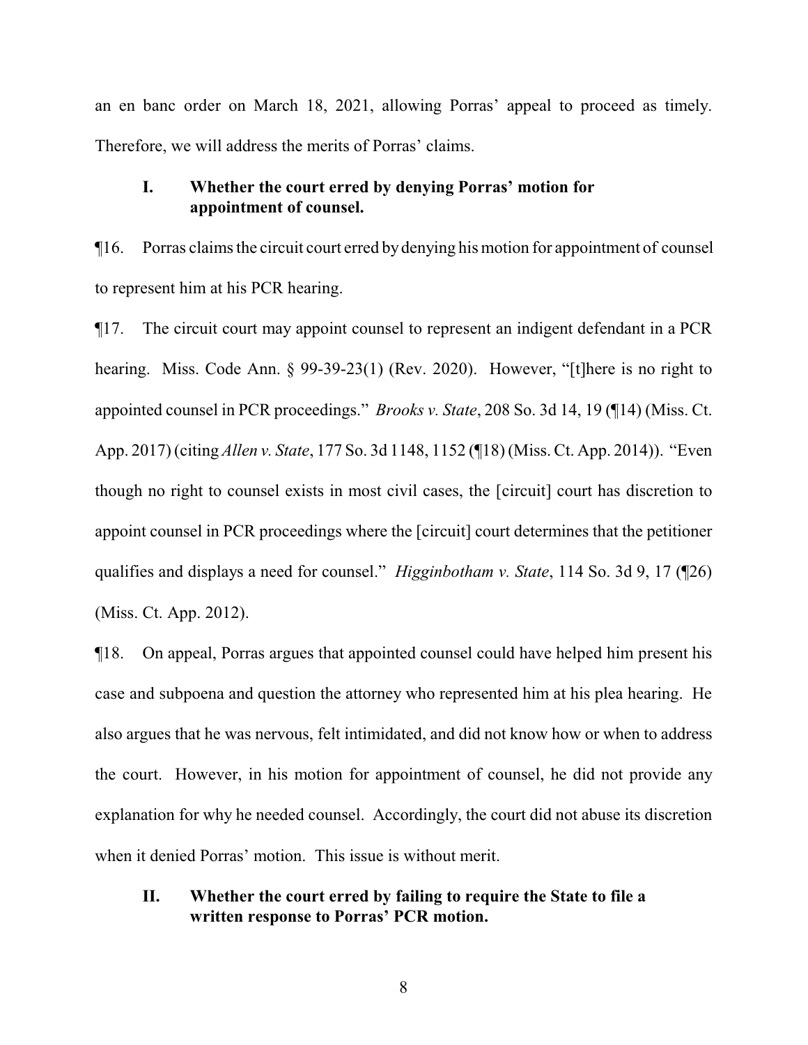an en banc order on March 18, 2021, allowing Porras' appeal to proceed as timely. Therefore, we will address the merits of Porras' claims.

### I. Whether the court erred by denying Porras' motion for appointment of counsel.

¶16. Porras claims the circuit court erred by denying his motion for appointment of counsel to represent him at his PCR hearing.

¶17. The circuit court may appoint counsel to represent an indigent defendant in a PCR hearing. Miss. Code Ann. § 99-39-23(1) (Rev. 2020). However, "[t]here is no right to appointed counsel in PCR proceedings." *Brooks v. State*, 208 So. 3d 14, 19 (¶14) (Miss. Ct. App. 2017) (citing *Allen v. State*, 177 So. 3d 1148, 1152 (¶18) (Miss. Ct. App. 2014)). "Even though no right to counsel exists in most civil cases, the [circuit] court has discretion to appoint counsel in PCR proceedings where the [circuit] court determines that the petitioner qualifies and displays a need for counsel." *Higginbotham v. State*, 114 So. 3d 9, 17 (¶26) (Miss. Ct. App. 2012).

¶18. On appeal, Porras argues that appointed counsel could have helped him present his case and subpoena and question the attorney who represented him at his plea hearing. He also argues that he was nervous, felt intimidated, and did not know how or when to address the court. However, in his motion for appointment of counsel, he did not provide any explanation for why he needed counsel. Accordingly, the court did not abuse its discretion when it denied Porras' motion. This issue is without merit.

### II. Whether the court erred by failing to require the State to file a written response to Porras' PCR motion.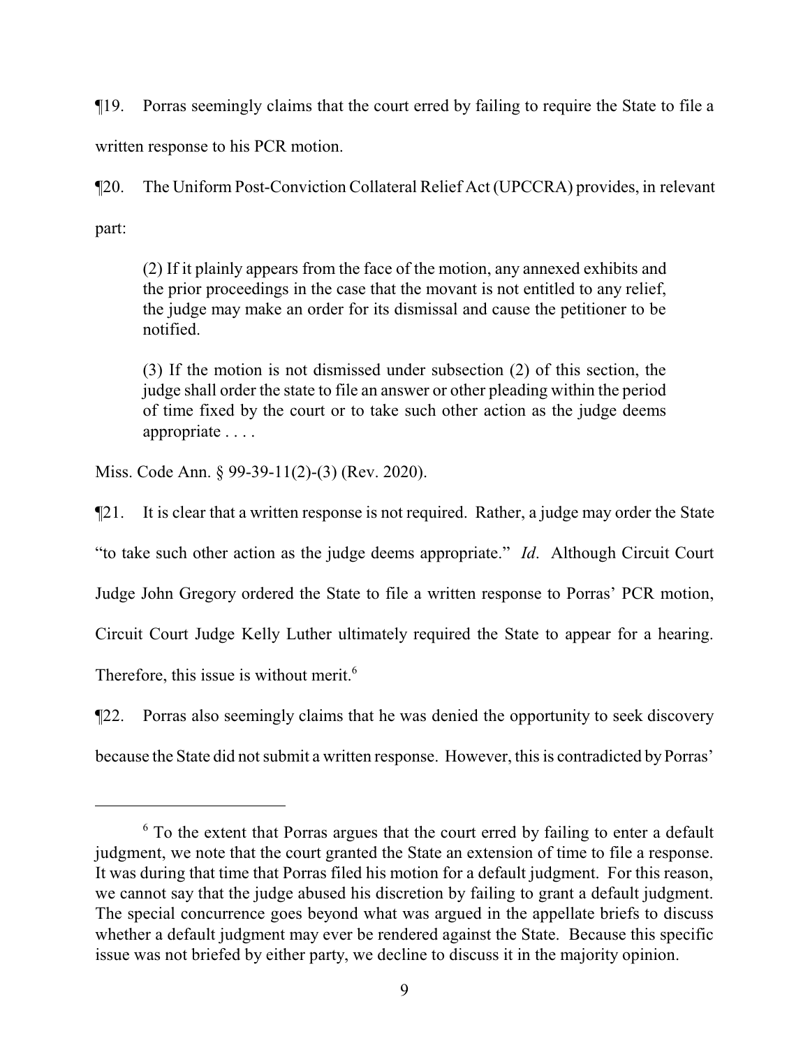¶19. Porras seemingly claims that the court erred by failing to require the State to file a written response to his PCR motion.

¶20. The Uniform Post-Conviction Collateral Relief Act (UPCCRA) provides, in relevant part:

> (2) If it plainly appears from the face of the motion, any annexed exhibits and the prior proceedings in the case that the movant is not entitled to any relief, the judge may make an order for its dismissal and cause the petitioner to be notified.
>
> (3) If the motion is not dismissed under subsection (2) of this section, the judge shall order the state to file an answer or other pleading within the period of time fixed by the court or to take such other action as the judge deems appropriate . . . .

Miss. Code Ann. § 99-39-11(2)-(3) (Rev. 2020).

¶21. It is clear that a written response is not required. Rather, a judge may order the State "to take such other action as the judge deems appropriate." *Id*. Although Circuit Court Judge John Gregory ordered the State to file a written response to Porras' PCR motion, Circuit Court Judge Kelly Luther ultimately required the State to appear for a hearing. Therefore, this issue is without merit.[6]

¶22. Porras also seemingly claims that he was denied the opportunity to seek discovery because the State did not submit a written response. However, this is contradicted by Porras'

---

[6] To the extent that Porras argues that the court erred by failing to enter a default judgment, we note that the court granted the State an extension of time to file a response. It was during that time that Porras filed his motion for a default judgment. For this reason, we cannot say that the judge abused his discretion by failing to grant a default judgment. The special concurrence goes beyond what was argued in the appellate briefs to discuss whether a default judgment may ever be rendered against the State. Because this specific issue was not briefed by either party, we decline to discuss it in the majority opinion.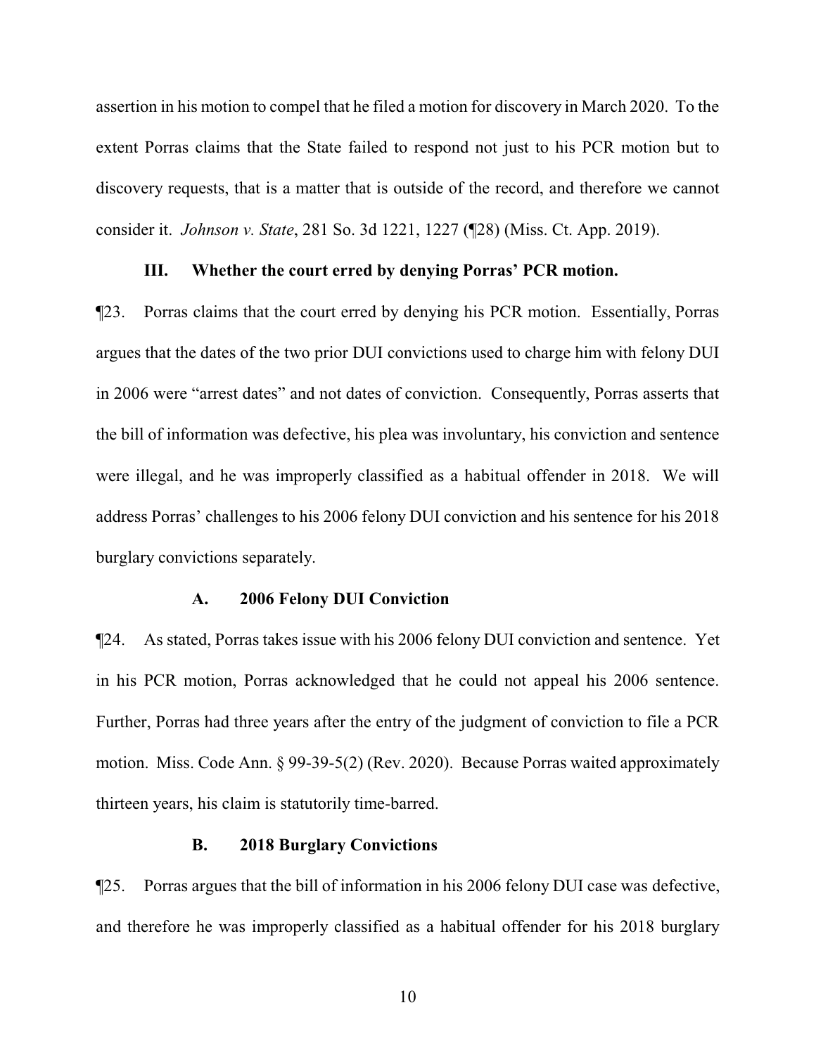assertion in his motion to compel that he filed a motion for discovery in March 2020. To the extent Porras claims that the State failed to respond not just to his PCR motion but to discovery requests, that is a matter that is outside of the record, and therefore we cannot consider it. *Johnson v. State*, 281 So. 3d 1221, 1227 (¶28) (Miss. Ct. App. 2019).

### III. Whether the court erred by denying Porras' PCR motion.

¶23. Porras claims that the court erred by denying his PCR motion. Essentially, Porras argues that the dates of the two prior DUI convictions used to charge him with felony DUI in 2006 were "arrest dates" and not dates of conviction. Consequently, Porras asserts that the bill of information was defective, his plea was involuntary, his conviction and sentence were illegal, and he was improperly classified as a habitual offender in 2018. We will address Porras' challenges to his 2006 felony DUI conviction and his sentence for his 2018 burglary convictions separately.

#### A. 2006 Felony DUI Conviction

¶24. As stated, Porras takes issue with his 2006 felony DUI conviction and sentence. Yet in his PCR motion, Porras acknowledged that he could not appeal his 2006 sentence. Further, Porras had three years after the entry of the judgment of conviction to file a PCR motion. Miss. Code Ann. § 99-39-5(2) (Rev. 2020). Because Porras waited approximately thirteen years, his claim is statutorily time-barred.

#### B. 2018 Burglary Convictions

¶25. Porras argues that the bill of information in his 2006 felony DUI case was defective, and therefore he was improperly classified as a habitual offender for his 2018 burglary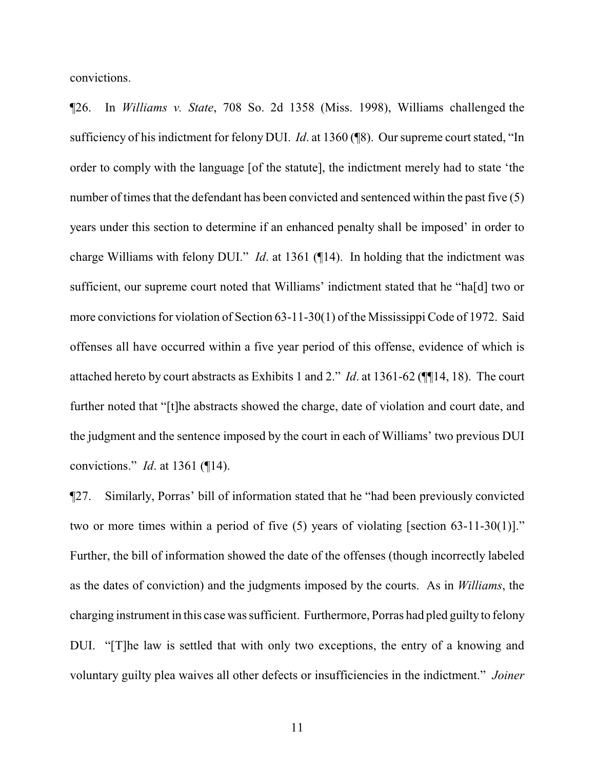convictions.

¶26. In *Williams v. State*, 708 So. 2d 1358 (Miss. 1998), Williams challenged the sufficiency of his indictment for felony DUI. *Id*. at 1360 (¶8). Our supreme court stated, "In order to comply with the language [of the statute], the indictment merely had to state 'the number of times that the defendant has been convicted and sentenced within the past five (5) years under this section to determine if an enhanced penalty shall be imposed' in order to charge Williams with felony DUI." *Id*. at 1361 (¶14). In holding that the indictment was sufficient, our supreme court noted that Williams' indictment stated that he "ha[d] two or more convictions for violation of Section 63-11-30(1) of the Mississippi Code of 1972. Said offenses all have occurred within a five year period of this offense, evidence of which is attached hereto by court abstracts as Exhibits 1 and 2." *Id*. at 1361-62 (¶¶14, 18). The court further noted that "[t]he abstracts showed the charge, date of violation and court date, and the judgment and the sentence imposed by the court in each of Williams' two previous DUI convictions." *Id*. at 1361 (¶14).

¶27. Similarly, Porras' bill of information stated that he "had been previously convicted two or more times within a period of five (5) years of violating [section 63-11-30(1)]." Further, the bill of information showed the date of the offenses (though incorrectly labeled as the dates of conviction) and the judgments imposed by the courts. As in *Williams*, the charging instrument in this case was sufficient. Furthermore, Porras had pled guilty to felony DUI. "[T]he law is settled that with only two exceptions, the entry of a knowing and voluntary guilty plea waives all other defects or insufficiencies in the indictment." *Joiner*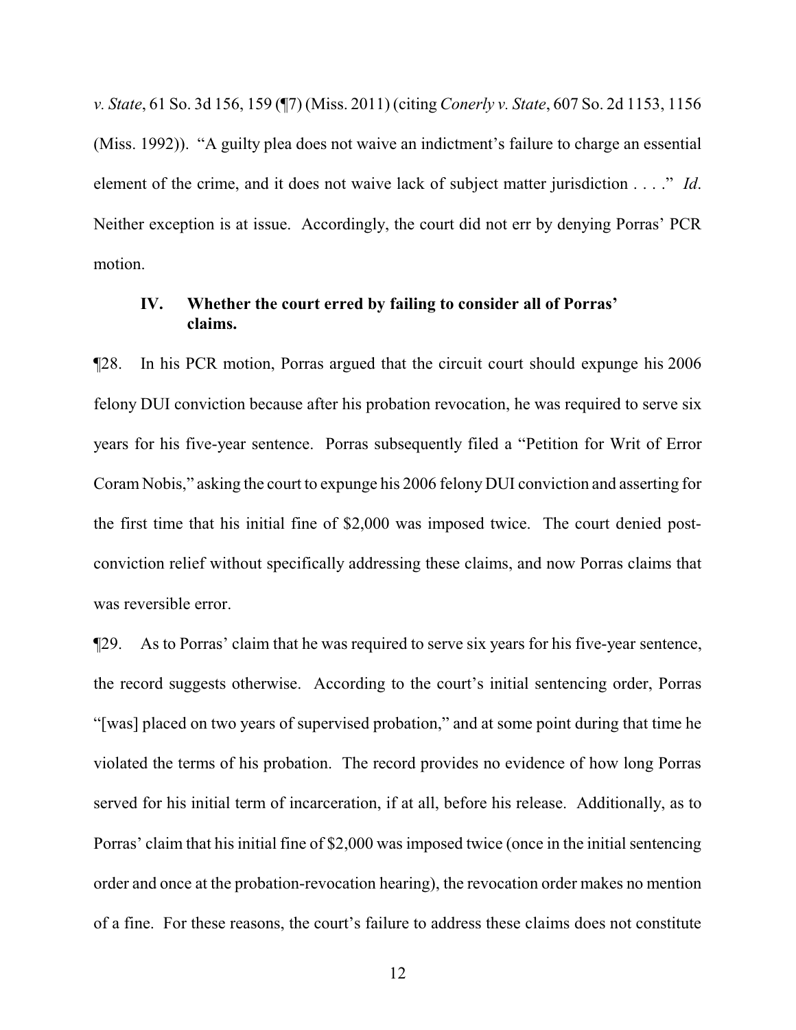*v. State*, 61 So. 3d 156, 159 (¶7) (Miss. 2011) (citing *Conerly v. State*, 607 So. 2d 1153, 1156 (Miss. 1992)). "A guilty plea does not waive an indictment's failure to charge an essential element of the crime, and it does not waive lack of subject matter jurisdiction . . . ." *Id*. Neither exception is at issue. Accordingly, the court did not err by denying Porras' PCR motion.

### IV. Whether the court erred by failing to consider all of Porras' claims.

¶28. In his PCR motion, Porras argued that the circuit court should expunge his 2006 felony DUI conviction because after his probation revocation, he was required to serve six years for his five-year sentence. Porras subsequently filed a "Petition for Writ of Error Coram Nobis," asking the court to expunge his 2006 felony DUI conviction and asserting for the first time that his initial fine of $2,000 was imposed twice. The court denied post-conviction relief without specifically addressing these claims, and now Porras claims that was reversible error.

¶29. As to Porras' claim that he was required to serve six years for his five-year sentence, the record suggests otherwise. According to the court's initial sentencing order, Porras "[was] placed on two years of supervised probation," and at some point during that time he violated the terms of his probation. The record provides no evidence of how long Porras served for his initial term of incarceration, if at all, before his release. Additionally, as to Porras' claim that his initial fine of $2,000 was imposed twice (once in the initial sentencing order and once at the probation-revocation hearing), the revocation order makes no mention of a fine. For these reasons, the court's failure to address these claims does not constitute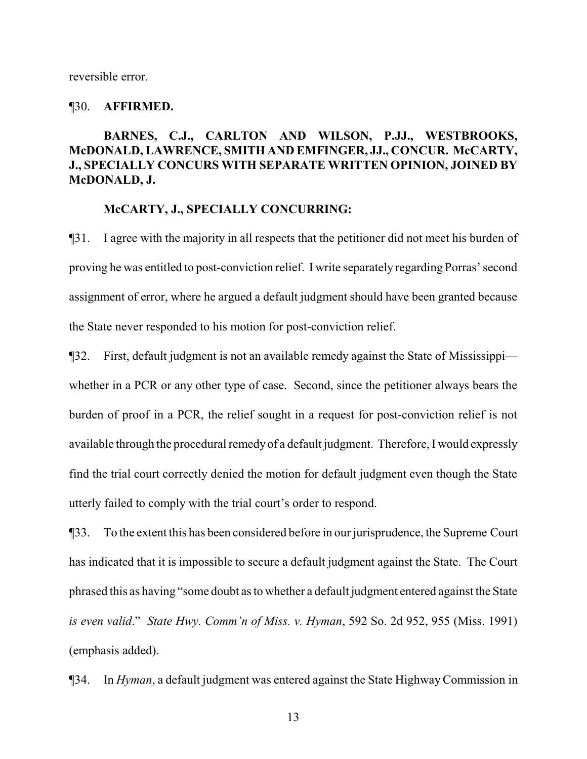reversible error.

¶30. **AFFIRMED.**

**BARNES, C.J., CARLTON AND WILSON, P.JJ., WESTBROOKS, McDONALD, LAWRENCE, SMITH AND EMFINGER, JJ., CONCUR. McCARTY, J., SPECIALLY CONCURS WITH SEPARATE WRITTEN OPINION, JOINED BY McDONALD, J.**

**McCARTY, J., SPECIALLY CONCURRING:**

¶31. I agree with the majority in all respects that the petitioner did not meet his burden of proving he was entitled to post-conviction relief. I write separately regarding Porras' second assignment of error, where he argued a default judgment should have been granted because the State never responded to his motion for post-conviction relief.

¶32. First, default judgment is not an available remedy against the State of Mississippi—whether in a PCR or any other type of case. Second, since the petitioner always bears the burden of proof in a PCR, the relief sought in a request for post-conviction relief is not available through the procedural remedy of a default judgment. Therefore, I would expressly find the trial court correctly denied the motion for default judgment even though the State utterly failed to comply with the trial court's order to respond.

¶33. To the extent this has been considered before in our jurisprudence, the Supreme Court has indicated that it is impossible to secure a default judgment against the State. The Court phrased this as having "some doubt as to whether a default judgment entered against the State *is even valid*." *State Hwy. Comm'n of Miss. v. Hyman*, 592 So. 2d 952, 955 (Miss. 1991) (emphasis added).

¶34. In *Hyman*, a default judgment was entered against the State Highway Commission in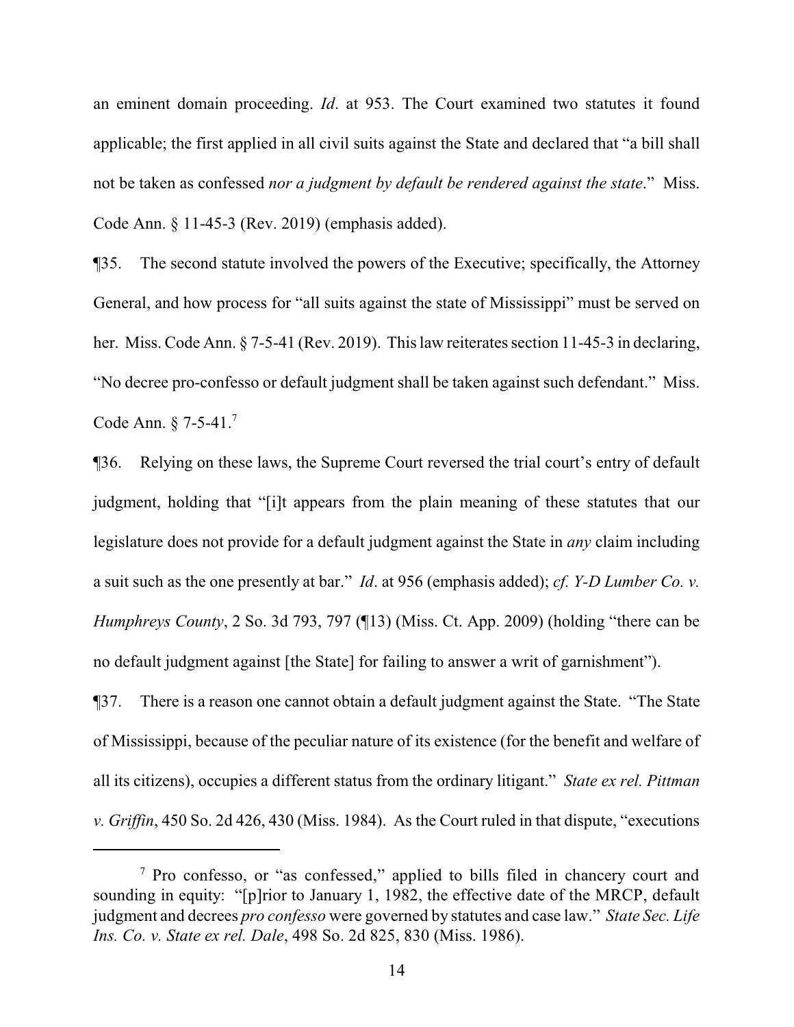an eminent domain proceeding. *Id*. at 953. The Court examined two statutes it found applicable; the first applied in all civil suits against the State and declared that "a bill shall not be taken as confessed *nor a judgment by default be rendered against the state*." Miss. Code Ann. § 11-45-3 (Rev. 2019) (emphasis added).

¶35. The second statute involved the powers of the Executive; specifically, the Attorney General, and how process for "all suits against the state of Mississippi" must be served on her. Miss. Code Ann. § 7-5-41 (Rev. 2019). This law reiterates section 11-45-3 in declaring, "No decree pro-confesso or default judgment shall be taken against such defendant." Miss. Code Ann. § 7-5-41.[7]

¶36. Relying on these laws, the Supreme Court reversed the trial court's entry of default judgment, holding that "[i]t appears from the plain meaning of these statutes that our legislature does not provide for a default judgment against the State in *any* claim including a suit such as the one presently at bar." *Id*. at 956 (emphasis added); *cf. Y-D Lumber Co. v. Humphreys County*, 2 So. 3d 793, 797 (¶13) (Miss. Ct. App. 2009) (holding "there can be no default judgment against [the State] for failing to answer a writ of garnishment").

¶37. There is a reason one cannot obtain a default judgment against the State. "The State of Mississippi, because of the peculiar nature of its existence (for the benefit and welfare of all its citizens), occupies a different status from the ordinary litigant." *State ex rel. Pittman v. Griffin*, 450 So. 2d 426, 430 (Miss. 1984). As the Court ruled in that dispute, "executions

---

[7] Pro confesso, or "as confessed," applied to bills filed in chancery court and sounding in equity: "[p]rior to January 1, 1982, the effective date of the MRCP, default judgment and decrees *pro confesso* were governed by statutes and case law." *State Sec. Life Ins. Co. v. State ex rel. Dale*, 498 So. 2d 825, 830 (Miss. 1986).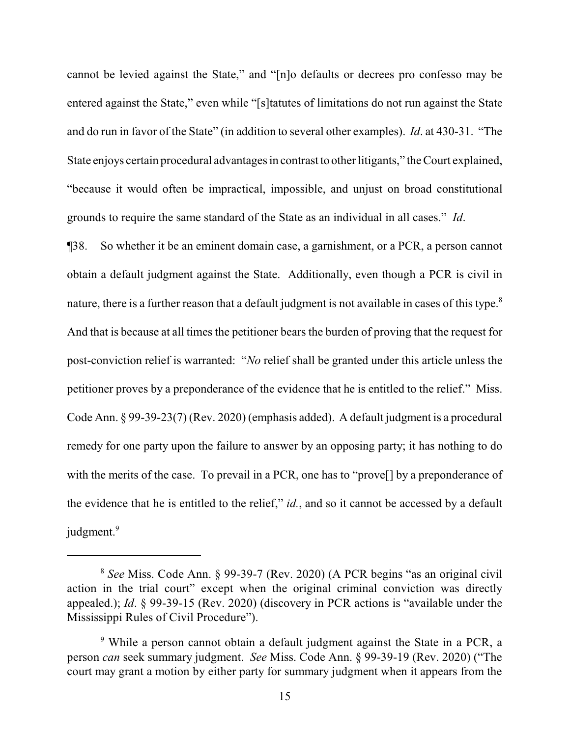cannot be levied against the State," and "[n]o defaults or decrees pro confesso may be entered against the State," even while "[s]tatutes of limitations do not run against the State and do run in favor of the State" (in addition to several other examples). *Id*. at 430-31. "The State enjoys certain procedural advantages in contrast to other litigants," the Court explained, "because it would often be impractical, impossible, and unjust on broad constitutional grounds to require the same standard of the State as an individual in all cases." *Id*.

¶38. So whether it be an eminent domain case, a garnishment, or a PCR, a person cannot obtain a default judgment against the State. Additionally, even though a PCR is civil in nature, there is a further reason that a default judgment is not available in cases of this type.[8] And that is because at all times the petitioner bears the burden of proving that the request for post-conviction relief is warranted: "*No* relief shall be granted under this article unless the petitioner proves by a preponderance of the evidence that he is entitled to the relief." Miss. Code Ann. § 99-39-23(7) (Rev. 2020) (emphasis added). A default judgment is a procedural remedy for one party upon the failure to answer by an opposing party; it has nothing to do with the merits of the case. To prevail in a PCR, one has to "prove[] by a preponderance of the evidence that he is entitled to the relief," *id.*, and so it cannot be accessed by a default judgment.[9]

---

[8] *See* Miss. Code Ann. § 99-39-7 (Rev. 2020) (A PCR begins "as an original civil action in the trial court" except when the original criminal conviction was directly appealed.); *Id*. § 99-39-15 (Rev. 2020) (discovery in PCR actions is "available under the Mississippi Rules of Civil Procedure").

[9] While a person cannot obtain a default judgment against the State in a PCR, a person *can* seek summary judgment. *See* Miss. Code Ann. § 99-39-19 (Rev. 2020) ("The court may grant a motion by either party for summary judgment when it appears from the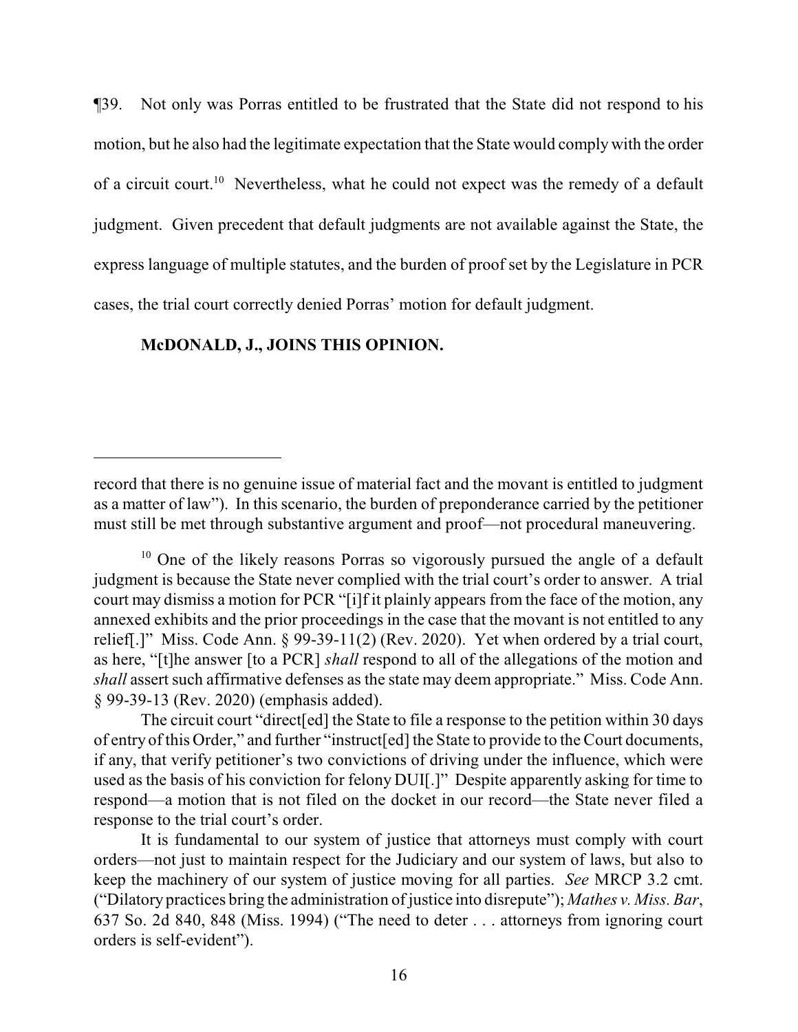¶39. Not only was Porras entitled to be frustrated that the State did not respond to his motion, but he also had the legitimate expectation that the State would comply with the order of a circuit court.[10] Nevertheless, what he could not expect was the remedy of a default judgment. Given precedent that default judgments are not available against the State, the express language of multiple statutes, and the burden of proof set by the Legislature in PCR cases, the trial court correctly denied Porras' motion for default judgment.

**McDONALD, J., JOINS THIS OPINION.**

---

record that there is no genuine issue of material fact and the movant is entitled to judgment as a matter of law"). In this scenario, the burden of preponderance carried by the petitioner must still be met through substantive argument and proof—not procedural maneuvering.

[10] One of the likely reasons Porras so vigorously pursued the angle of a default judgment is because the State never complied with the trial court's order to answer. A trial court may dismiss a motion for PCR "[i]f it plainly appears from the face of the motion, any annexed exhibits and the prior proceedings in the case that the movant is not entitled to any relief[.]" Miss. Code Ann. § 99-39-11(2) (Rev. 2020). Yet when ordered by a trial court, as here, "[t]he answer [to a PCR] *shall* respond to all of the allegations of the motion and *shall* assert such affirmative defenses as the state may deem appropriate." Miss. Code Ann. § 99-39-13 (Rev. 2020) (emphasis added).

The circuit court "direct[ed] the State to file a response to the petition within 30 days of entry of this Order," and further "instruct[ed] the State to provide to the Court documents, if any, that verify petitioner's two convictions of driving under the influence, which were used as the basis of his conviction for felony DUI[.]" Despite apparently asking for time to respond—a motion that is not filed on the docket in our record—the State never filed a response to the trial court's order.

It is fundamental to our system of justice that attorneys must comply with court orders—not just to maintain respect for the Judiciary and our system of laws, but also to keep the machinery of our system of justice moving for all parties. *See* MRCP 3.2 cmt. ("Dilatory practices bring the administration of justice into disrepute"); *Mathes v. Miss. Bar*, 637 So. 2d 840, 848 (Miss. 1994) ("The need to deter . . . attorneys from ignoring court orders is self-evident").